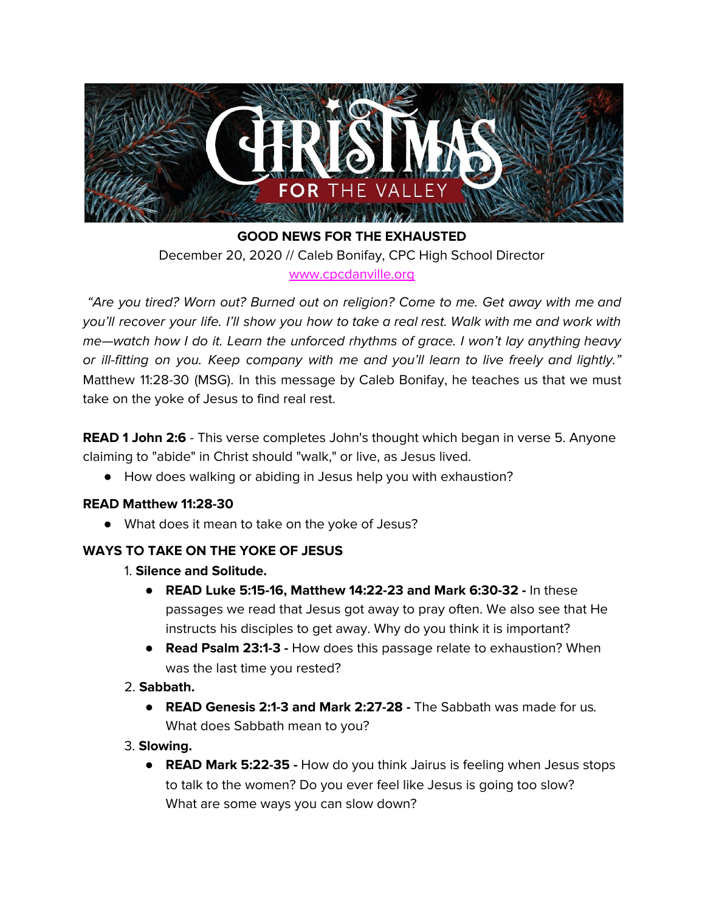# CHRISTMAS FOR THE VALLEY

**GOOD NEWS FOR THE EXHAUSTED**

December 20, 2020 // Caleb Bonifay, CPC High School Director

[www.cpcdanville.org](http://www.cpcdanville.org)

*"Are you tired? Worn out? Burned out on religion? Come to me. Get away with me and you'll recover your life. I'll show you how to take a real rest. Walk with me and work with me—watch how I do it. Learn the unforced rhythms of grace. I won't lay anything heavy or ill-fitting on you. Keep company with me and you'll learn to live freely and lightly."* Matthew 11:28-30 (MSG). In this message by Caleb Bonifay, he teaches us that we must take on the yoke of Jesus to find real rest.

**READ 1 John 2:6** - This verse completes John's thought which began in verse 5. Anyone claiming to "abide" in Christ should "walk," or live, as Jesus lived.

- How does walking or abiding in Jesus help you with exhaustion?

**READ Matthew 11:28-30**

- What does it mean to take on the yoke of Jesus?

**WAYS TO TAKE ON THE YOKE OF JESUS**

1. **Silence and Solitude.**
   - **READ Luke 5:15-16, Matthew 14:22-23 and Mark 6:30-32 -** In these passages we read that Jesus got away to pray often. We also see that He instructs his disciples to get away. Why do you think it is important?
   - **Read Psalm 23:1-3 -** How does this passage relate to exhaustion? When was the last time you rested?
2. **Sabbath.**
   - **READ Genesis 2:1-3 and Mark 2:27-28 -** The Sabbath was made for us. What does Sabbath mean to you?
3. **Slowing.**
   - **READ Mark 5:22-35 -** How do you think Jairus is feeling when Jesus stops to talk to the women? Do you ever feel like Jesus is going too slow? What are some ways you can slow down?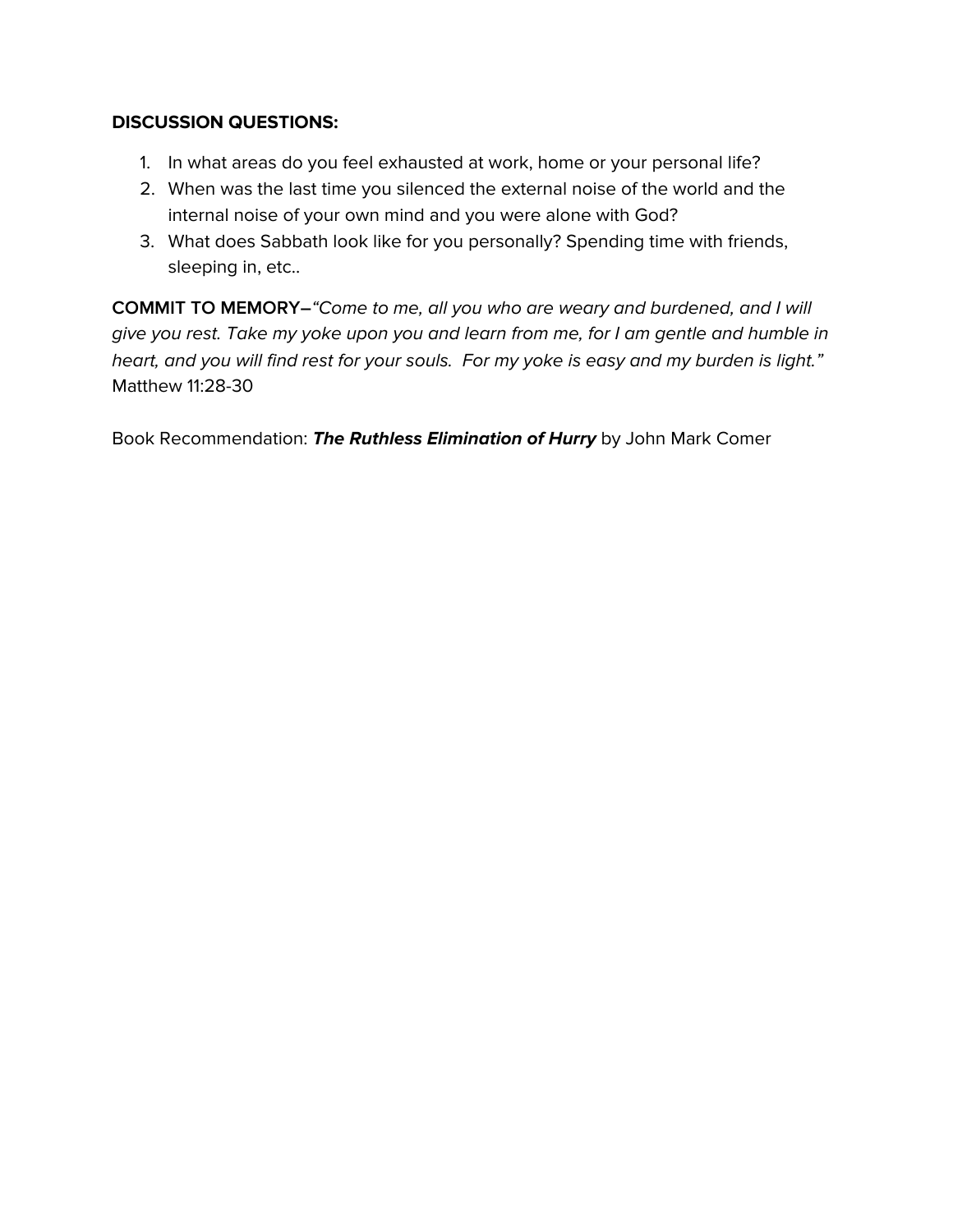**DISCUSSION QUESTIONS:**

1. In what areas do you feel exhausted at work, home or your personal life?
2. When was the last time you silenced the external noise of the world and the internal noise of your own mind and you were alone with God?
3. What does Sabbath look like for you personally? Spending time with friends, sleeping in, etc..

**COMMIT TO MEMORY–***"Come to me, all you who are weary and burdened, and I will give you rest. Take my yoke upon you and learn from me, for I am gentle and humble in heart, and you will find rest for your souls. For my yoke is easy and my burden is light."* Matthew 11:28-30

Book Recommendation: ***The Ruthless Elimination of Hurry*** by John Mark Comer